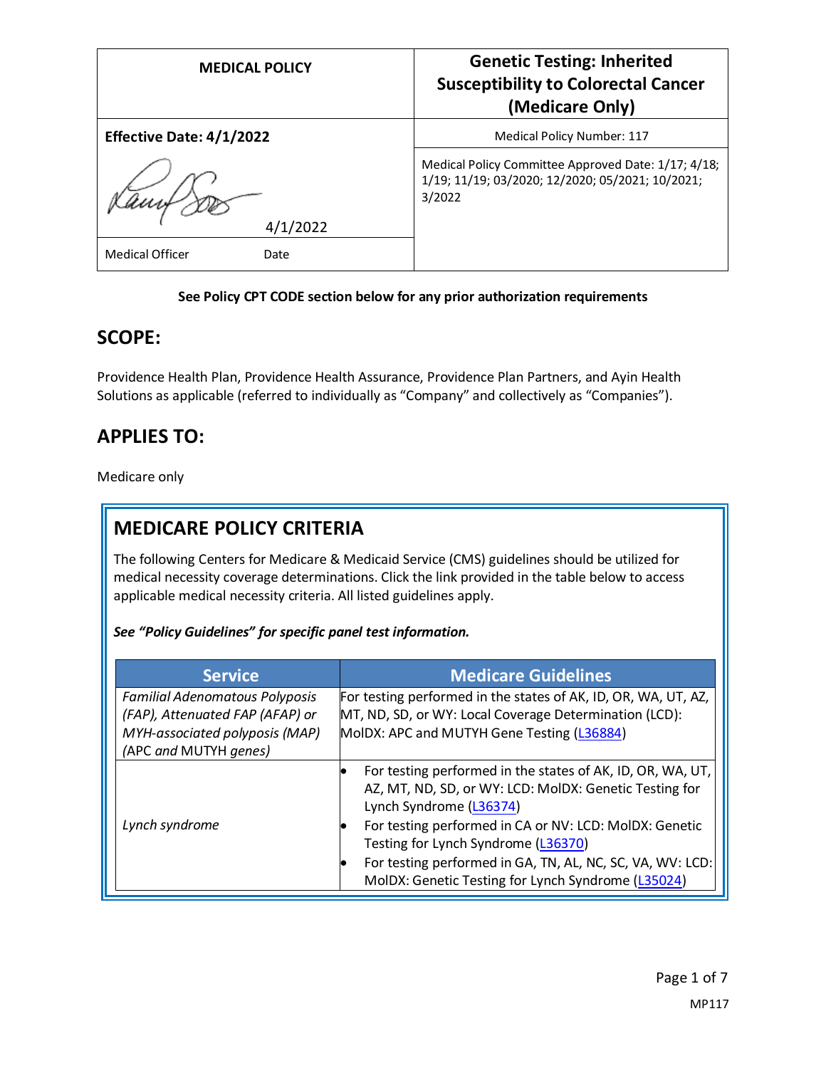| MEDICAL POLICY | Genetic Testing: Inherited Susceptibility to Colorectal Cancer (Medicare Only) |
|---|---|
| **Effective Date: 4/1/2022** | Medical Policy Number: 117 |
| 4/1/2022 | Medical Policy Committee Approved Date: 1/17; 4/18; 1/19; 11/19; 03/2020; 12/2020; 05/2021; 10/2021; 3/2022 |
| Medical Officer Date | |

**See Policy CPT CODE section below for any prior authorization requirements**

## SCOPE:

Providence Health Plan, Providence Health Assurance, Providence Plan Partners, and Ayin Health Solutions as applicable (referred to individually as “Company” and collectively as “Companies”).

## APPLIES TO:

Medicare only

## MEDICARE POLICY CRITERIA

The following Centers for Medicare & Medicaid Service (CMS) guidelines should be utilized for medical necessity coverage determinations. Click the link provided in the table below to access applicable medical necessity criteria. All listed guidelines apply.

***See “Policy Guidelines” for specific panel test information.***

| Service | Medicare Guidelines |
|---|---|
| *Familial Adenomatous Polyposis (FAP), Attenuated FAP (AFAP) or MYH-associated polyposis (MAP) (APC and MUTYH genes)* | For testing performed in the states of AK, ID, OR, WA, UT, AZ, MT, ND, SD, or WY: Local Coverage Determination (LCD): MolDX: APC and MUTYH Gene Testing (L36884) |
| *Lynch syndrome* | • For testing performed in the states of AK, ID, OR, WA, UT, AZ, MT, ND, SD, or WY: LCD: MolDX: Genetic Testing for Lynch Syndrome (L36374)<br>• For testing performed in CA or NV: LCD: MolDX: Genetic Testing for Lynch Syndrome (L36370)<br>• For testing performed in GA, TN, AL, NC, SC, VA, WV: LCD: MolDX: Genetic Testing for Lynch Syndrome (L35024) |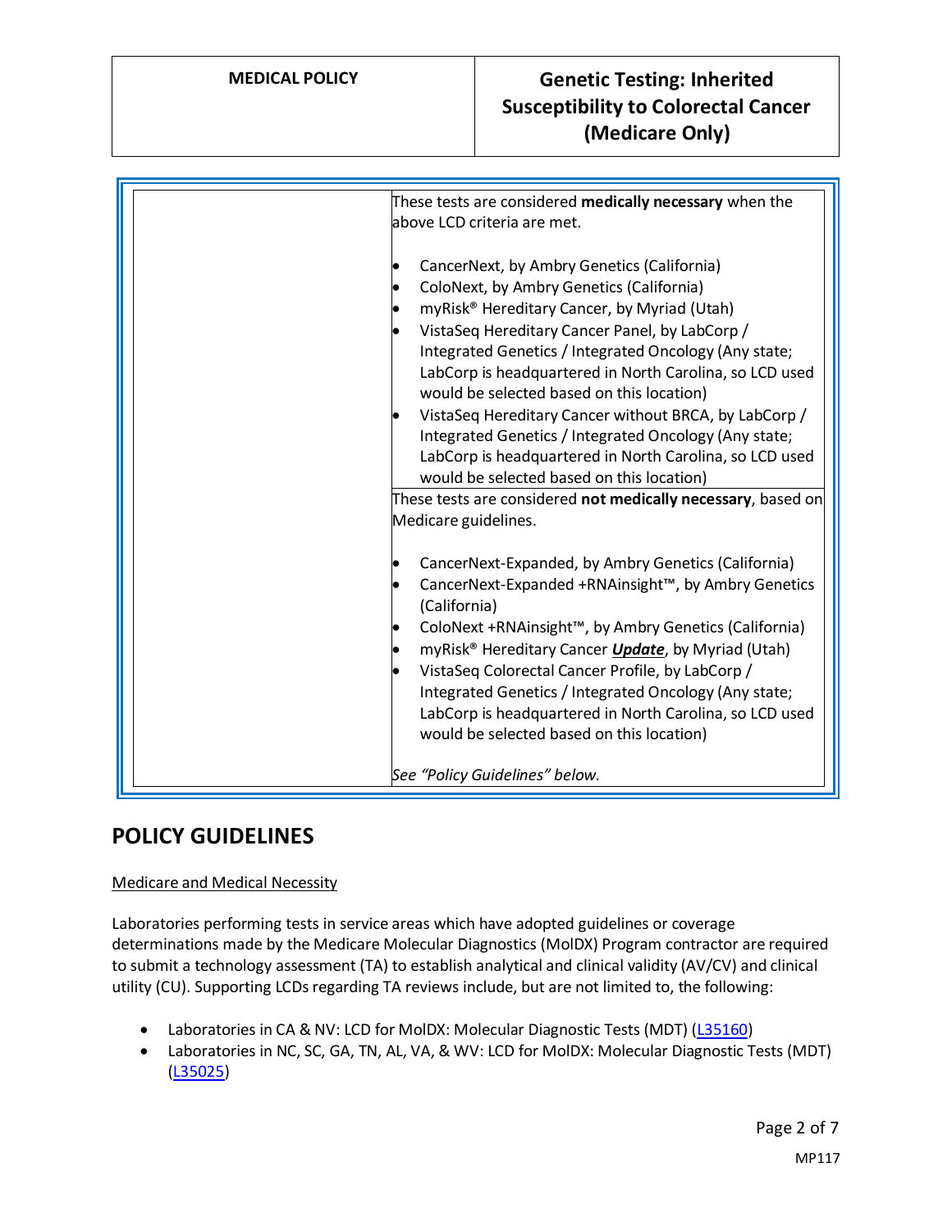| | |
|---|---|
| | These tests are considered **medically necessary** when the above LCD criteria are met.<br><br>• CancerNext, by Ambry Genetics (California)<br>• ColoNext, by Ambry Genetics (California)<br>• myRisk® Hereditary Cancer, by Myriad (Utah)<br>• VistaSeq Hereditary Cancer Panel, by LabCorp / Integrated Genetics / Integrated Oncology (Any state; LabCorp is headquartered in North Carolina, so LCD used would be selected based on this location)<br>• VistaSeq Hereditary Cancer without BRCA, by LabCorp / Integrated Genetics / Integrated Oncology (Any state; LabCorp is headquartered in North Carolina, so LCD used would be selected based on this location) |
| | These tests are considered **not medically necessary**, based on Medicare guidelines.<br><br>• CancerNext-Expanded, by Ambry Genetics (California)<br>• CancerNext-Expanded +RNAinsight™, by Ambry Genetics (California)<br>• ColoNext +RNAinsight™, by Ambry Genetics (California)<br>• myRisk® Hereditary Cancer ***Update***, by Myriad (Utah)<br>• VistaSeq Colorectal Cancer Profile, by LabCorp / Integrated Genetics / Integrated Oncology (Any state; LabCorp is headquartered in North Carolina, so LCD used would be selected based on this location)<br><br>*See "Policy Guidelines" below.* |

## POLICY GUIDELINES

Medicare and Medical Necessity

Laboratories performing tests in service areas which have adopted guidelines or coverage determinations made by the Medicare Molecular Diagnostics (MolDX) Program contractor are required to submit a technology assessment (TA) to establish analytical and clinical validity (AV/CV) and clinical utility (CU). Supporting LCDs regarding TA reviews include, but are not limited to, the following:

- Laboratories in CA & NV: LCD for MolDX: Molecular Diagnostic Tests (MDT) (L35160)
- Laboratories in NC, SC, GA, TN, AL, VA, & WV: LCD for MolDX: Molecular Diagnostic Tests (MDT) (L35025)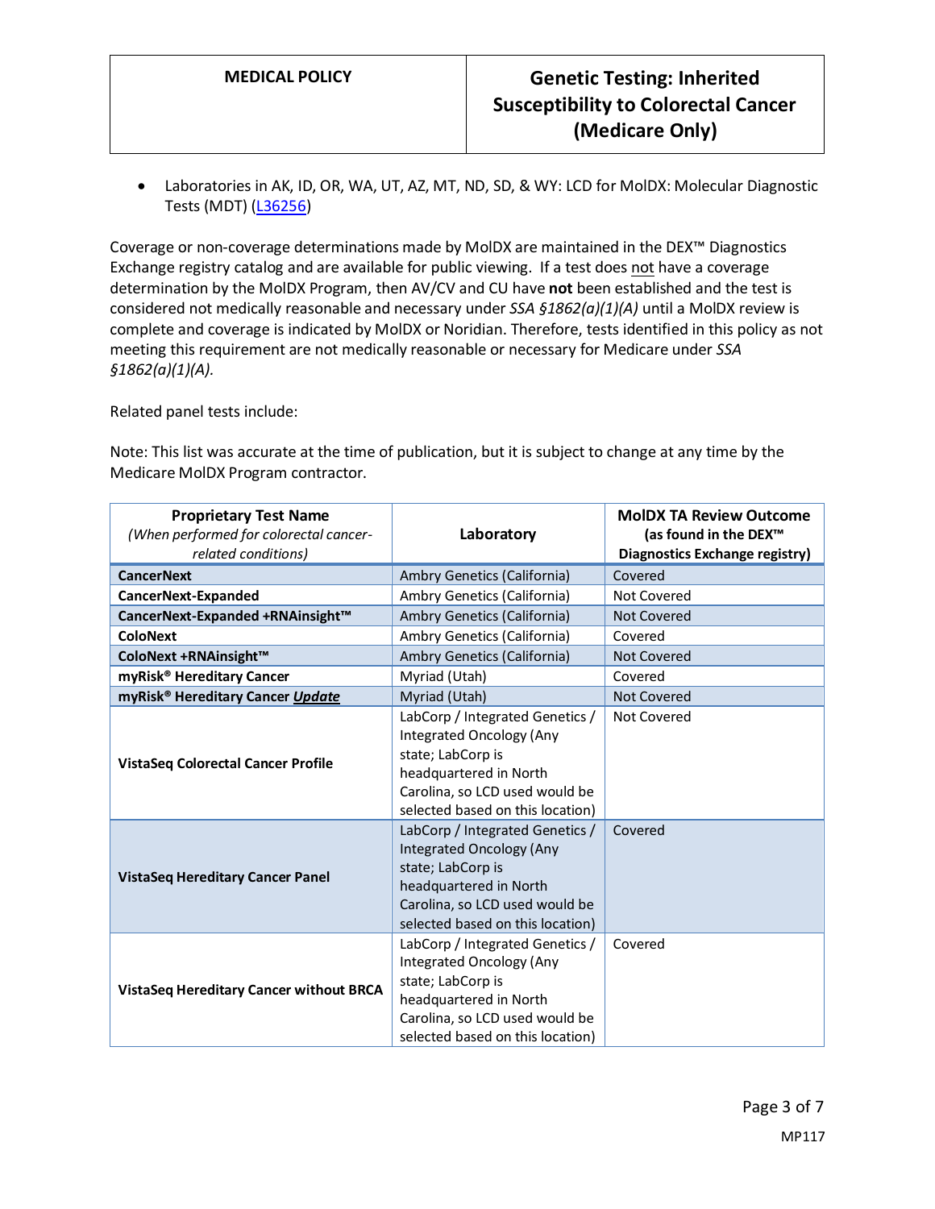- Laboratories in AK, ID, OR, WA, UT, AZ, MT, ND, SD, & WY: LCD for MolDX: Molecular Diagnostic Tests (MDT) (L36256)

Coverage or non-coverage determinations made by MolDX are maintained in the DEX™ Diagnostics Exchange registry catalog and are available for public viewing. If a test does not have a coverage determination by the MolDX Program, then AV/CV and CU have **not** been established and the test is considered not medically reasonable and necessary under *SSA §1862(a)(1)(A)* until a MolDX review is complete and coverage is indicated by MolDX or Noridian. Therefore, tests identified in this policy as not meeting this requirement are not medically reasonable or necessary for Medicare under *SSA §1862(a)(1)(A).*

Related panel tests include:

Note: This list was accurate at the time of publication, but it is subject to change at any time by the Medicare MolDX Program contractor.

| **Proprietary Test Name** *(When performed for colorectal cancer-related conditions)* | **Laboratory** | **MolDX TA Review Outcome (as found in the DEX™ Diagnostics Exchange registry)** |
|---|---|---|
| **CancerNext** | Ambry Genetics (California) | Covered |
| **CancerNext-Expanded** | Ambry Genetics (California) | Not Covered |
| **CancerNext-Expanded +RNAinsight™** | Ambry Genetics (California) | Not Covered |
| **ColoNext** | Ambry Genetics (California) | Covered |
| **ColoNext +RNAinsight™** | Ambry Genetics (California) | Not Covered |
| **myRisk® Hereditary Cancer** | Myriad (Utah) | Covered |
| **myRisk® Hereditary Cancer *Update*** | Myriad (Utah) | Not Covered |
| **VistaSeq Colorectal Cancer Profile** | LabCorp / Integrated Genetics / Integrated Oncology (Any state; LabCorp is headquartered in North Carolina, so LCD used would be selected based on this location) | Not Covered |
| **VistaSeq Hereditary Cancer Panel** | LabCorp / Integrated Genetics / Integrated Oncology (Any state; LabCorp is headquartered in North Carolina, so LCD used would be selected based on this location) | Covered |
| **VistaSeq Hereditary Cancer without BRCA** | LabCorp / Integrated Genetics / Integrated Oncology (Any state; LabCorp is headquartered in North Carolina, so LCD used would be selected based on this location) | Covered |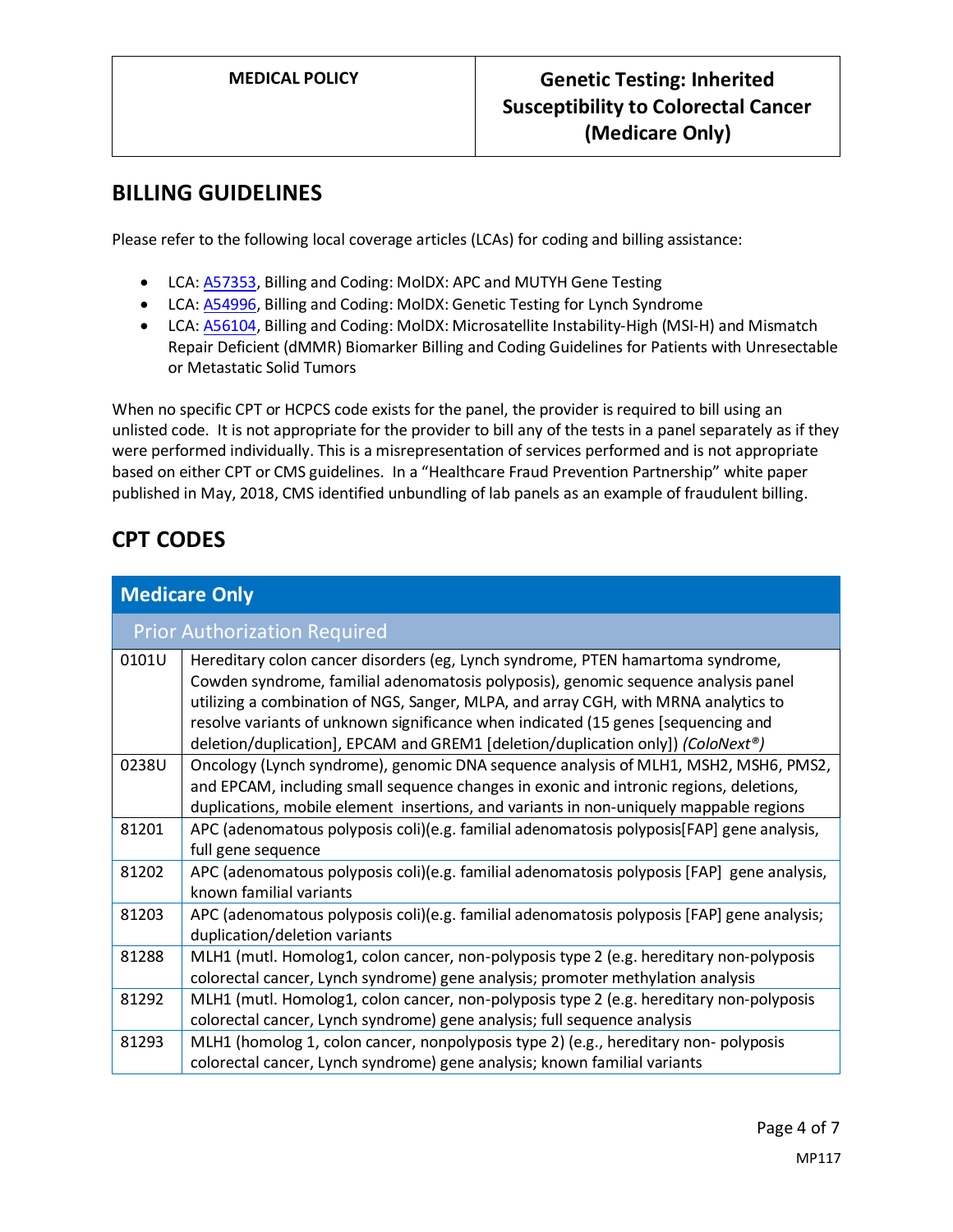## BILLING GUIDELINES

Please refer to the following local coverage articles (LCAs) for coding and billing assistance:

- LCA: A57353, Billing and Coding: MolDX: APC and MUTYH Gene Testing
- LCA: A54996, Billing and Coding: MolDX: Genetic Testing for Lynch Syndrome
- LCA: A56104, Billing and Coding: MolDX: Microsatellite Instability-High (MSI-H) and Mismatch Repair Deficient (dMMR) Biomarker Billing and Coding Guidelines for Patients with Unresectable or Metastatic Solid Tumors

When no specific CPT or HCPCS code exists for the panel, the provider is required to bill using an unlisted code. It is not appropriate for the provider to bill any of the tests in a panel separately as if they were performed individually. This is a misrepresentation of services performed and is not appropriate based on either CPT or CMS guidelines. In a "Healthcare Fraud Prevention Partnership" white paper published in May, 2018, CMS identified unbundling of lab panels as an example of fraudulent billing.

## CPT CODES

| **Medicare Only** | |
|---|---|
| Prior Authorization Required | |
| 0101U | Hereditary colon cancer disorders (eg, Lynch syndrome, PTEN hamartoma syndrome, Cowden syndrome, familial adenomatosis polyposis), genomic sequence analysis panel utilizing a combination of NGS, Sanger, MLPA, and array CGH, with MRNA analytics to resolve variants of unknown significance when indicated (15 genes [sequencing and deletion/duplication], EPCAM and GREM1 [deletion/duplication only]) *(ColoNext®)* |
| 0238U | Oncology (Lynch syndrome), genomic DNA sequence analysis of MLH1, MSH2, MSH6, PMS2, and EPCAM, including small sequence changes in exonic and intronic regions, deletions, duplications, mobile element insertions, and variants in non-uniquely mappable regions |
| 81201 | APC (adenomatous polyposis coli)(e.g. familial adenomatosis polyposis[FAP] gene analysis, full gene sequence |
| 81202 | APC (adenomatous polyposis coli)(e.g. familial adenomatosis polyposis [FAP] gene analysis, known familial variants |
| 81203 | APC (adenomatous polyposis coli)(e.g. familial adenomatosis polyposis [FAP] gene analysis; duplication/deletion variants |
| 81288 | MLH1 (mutl. Homolog1, colon cancer, non-polyposis type 2 (e.g. hereditary non-polyposis colorectal cancer, Lynch syndrome) gene analysis; promoter methylation analysis |
| 81292 | MLH1 (mutl. Homolog1, colon cancer, non-polyposis type 2 (e.g. hereditary non-polyposis colorectal cancer, Lynch syndrome) gene analysis; full sequence analysis |
| 81293 | MLH1 (homolog 1, colon cancer, nonpolyposis type 2) (e.g., hereditary non- polyposis colorectal cancer, Lynch syndrome) gene analysis; known familial variants |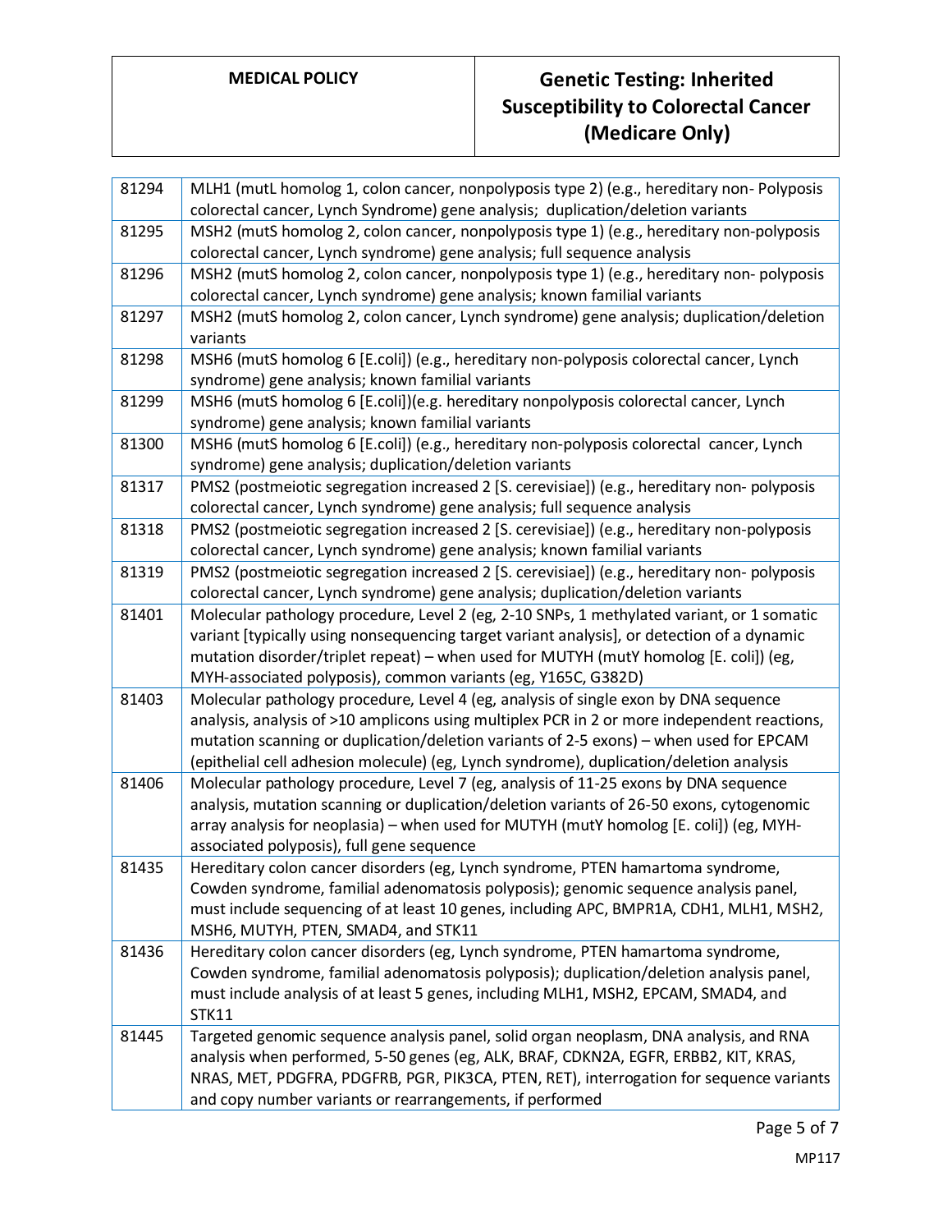| | |
|---|---|
| 81294 | MLH1 (mutL homolog 1, colon cancer, nonpolyposis type 2) (e.g., hereditary non- Polyposis colorectal cancer, Lynch Syndrome) gene analysis; duplication/deletion variants |
| 81295 | MSH2 (mutS homolog 2, colon cancer, nonpolyposis type 1) (e.g., hereditary non-polyposis colorectal cancer, Lynch syndrome) gene analysis; full sequence analysis |
| 81296 | MSH2 (mutS homolog 2, colon cancer, nonpolyposis type 1) (e.g., hereditary non- polyposis colorectal cancer, Lynch syndrome) gene analysis; known familial variants |
| 81297 | MSH2 (mutS homolog 2, colon cancer, Lynch syndrome) gene analysis; duplication/deletion variants |
| 81298 | MSH6 (mutS homolog 6 [E.coli]) (e.g., hereditary non-polyposis colorectal cancer, Lynch syndrome) gene analysis; known familial variants |
| 81299 | MSH6 (mutS homolog 6 [E.coli])(e.g. hereditary nonpolyposis colorectal cancer, Lynch syndrome) gene analysis; known familial variants |
| 81300 | MSH6 (mutS homolog 6 [E.coli]) (e.g., hereditary non-polyposis colorectal cancer, Lynch syndrome) gene analysis; duplication/deletion variants |
| 81317 | PMS2 (postmeiotic segregation increased 2 [S. cerevisiae]) (e.g., hereditary non- polyposis colorectal cancer, Lynch syndrome) gene analysis; full sequence analysis |
| 81318 | PMS2 (postmeiotic segregation increased 2 [S. cerevisiae]) (e.g., hereditary non-polyposis colorectal cancer, Lynch syndrome) gene analysis; known familial variants |
| 81319 | PMS2 (postmeiotic segregation increased 2 [S. cerevisiae]) (e.g., hereditary non- polyposis colorectal cancer, Lynch syndrome) gene analysis; duplication/deletion variants |
| 81401 | Molecular pathology procedure, Level 2 (eg, 2-10 SNPs, 1 methylated variant, or 1 somatic variant [typically using nonsequencing target variant analysis], or detection of a dynamic mutation disorder/triplet repeat) – when used for MUTYH (mutY homolog [E. coli]) (eg, MYH-associated polyposis), common variants (eg, Y165C, G382D) |
| 81403 | Molecular pathology procedure, Level 4 (eg, analysis of single exon by DNA sequence analysis, analysis of >10 amplicons using multiplex PCR in 2 or more independent reactions, mutation scanning or duplication/deletion variants of 2-5 exons) – when used for EPCAM (epithelial cell adhesion molecule) (eg, Lynch syndrome), duplication/deletion analysis |
| 81406 | Molecular pathology procedure, Level 7 (eg, analysis of 11-25 exons by DNA sequence analysis, mutation scanning or duplication/deletion variants of 26-50 exons, cytogenomic array analysis for neoplasia) – when used for MUTYH (mutY homolog [E. coli]) (eg, MYH-associated polyposis), full gene sequence |
| 81435 | Hereditary colon cancer disorders (eg, Lynch syndrome, PTEN hamartoma syndrome, Cowden syndrome, familial adenomatosis polyposis); genomic sequence analysis panel, must include sequencing of at least 10 genes, including APC, BMPR1A, CDH1, MLH1, MSH2, MSH6, MUTYH, PTEN, SMAD4, and STK11 |
| 81436 | Hereditary colon cancer disorders (eg, Lynch syndrome, PTEN hamartoma syndrome, Cowden syndrome, familial adenomatosis polyposis); duplication/deletion analysis panel, must include analysis of at least 5 genes, including MLH1, MSH2, EPCAM, SMAD4, and STK11 |
| 81445 | Targeted genomic sequence analysis panel, solid organ neoplasm, DNA analysis, and RNA analysis when performed, 5-50 genes (eg, ALK, BRAF, CDKN2A, EGFR, ERBB2, KIT, KRAS, NRAS, MET, PDGFRA, PDGFRB, PGR, PIK3CA, PTEN, RET), interrogation for sequence variants and copy number variants or rearrangements, if performed |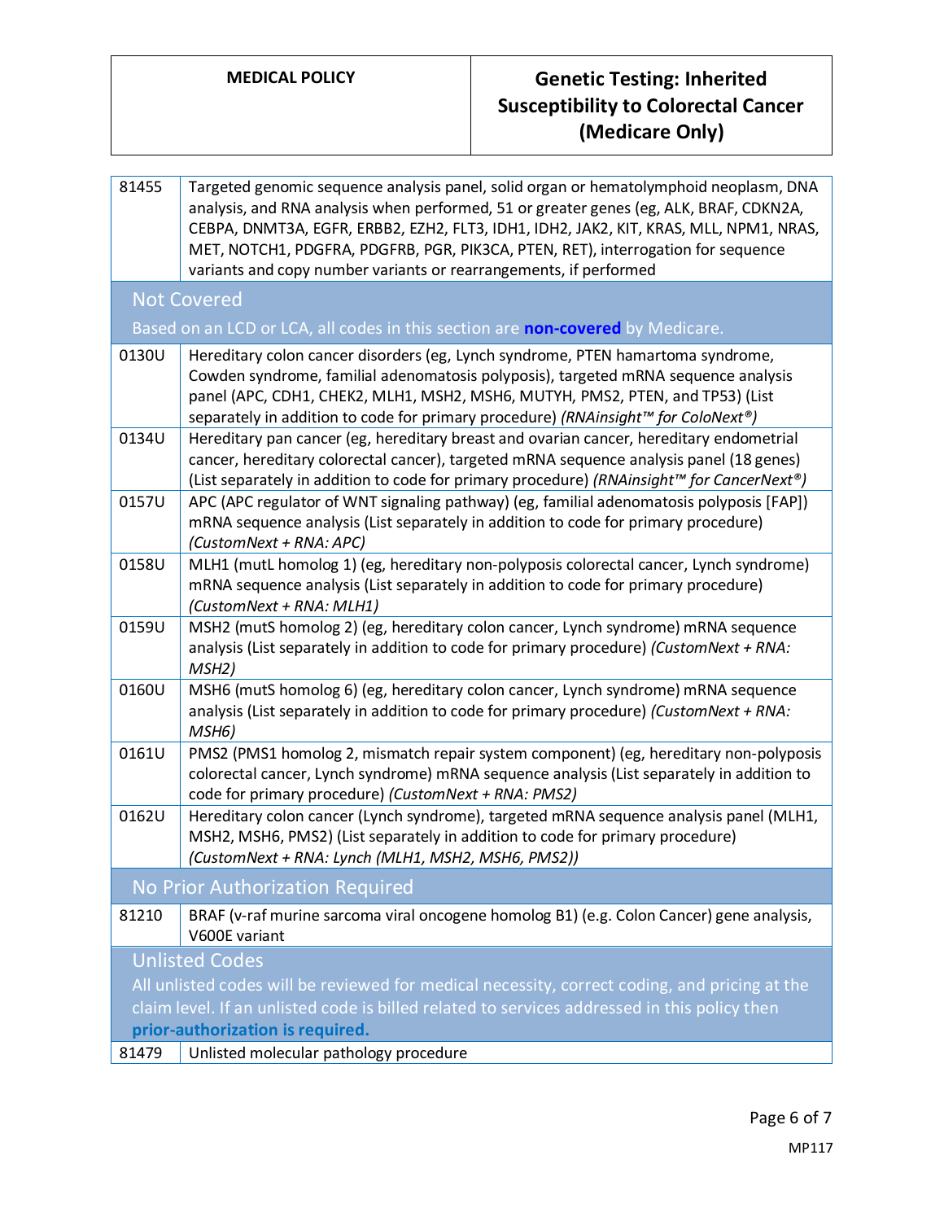| | |
|---|---|
| 81455 | Targeted genomic sequence analysis panel, solid organ or hematolymphoid neoplasm, DNA analysis, and RNA analysis when performed, 51 or greater genes (eg, ALK, BRAF, CDKN2A, CEBPA, DNMT3A, EGFR, ERBB2, EZH2, FLT3, IDH1, IDH2, JAK2, KIT, KRAS, MLL, NPM1, NRAS, MET, NOTCH1, PDGFRA, PDGFRB, PGR, PIK3CA, PTEN, RET), interrogation for sequence variants and copy number variants or rearrangements, if performed |
| **Not Covered** Based on an LCD or LCA, all codes in this section are **non-covered** by Medicare. | |
| 0130U | Hereditary colon cancer disorders (eg, Lynch syndrome, PTEN hamartoma syndrome, Cowden syndrome, familial adenomatosis polyposis), targeted mRNA sequence analysis panel (APC, CDH1, CHEK2, MLH1, MSH2, MSH6, MUTYH, PMS2, PTEN, and TP53) (List separately in addition to code for primary procedure) *(RNAinsight™ for ColoNext®)* |
| 0134U | Hereditary pan cancer (eg, hereditary breast and ovarian cancer, hereditary endometrial cancer, hereditary colorectal cancer), targeted mRNA sequence analysis panel (18 genes) (List separately in addition to code for primary procedure) *(RNAinsight™ for CancerNext®)* |
| 0157U | APC (APC regulator of WNT signaling pathway) (eg, familial adenomatosis polyposis [FAP]) mRNA sequence analysis (List separately in addition to code for primary procedure) *(CustomNext + RNA: APC)* |
| 0158U | MLH1 (mutL homolog 1) (eg, hereditary non-polyposis colorectal cancer, Lynch syndrome) mRNA sequence analysis (List separately in addition to code for primary procedure) *(CustomNext + RNA: MLH1)* |
| 0159U | MSH2 (mutS homolog 2) (eg, hereditary colon cancer, Lynch syndrome) mRNA sequence analysis (List separately in addition to code for primary procedure) *(CustomNext + RNA: MSH2)* |
| 0160U | MSH6 (mutS homolog 6) (eg, hereditary colon cancer, Lynch syndrome) mRNA sequence analysis (List separately in addition to code for primary procedure) *(CustomNext + RNA: MSH6)* |
| 0161U | PMS2 (PMS1 homolog 2, mismatch repair system component) (eg, hereditary non-polyposis colorectal cancer, Lynch syndrome) mRNA sequence analysis (List separately in addition to code for primary procedure) *(CustomNext + RNA: PMS2)* |
| 0162U | Hereditary colon cancer (Lynch syndrome), targeted mRNA sequence analysis panel (MLH1, MSH2, MSH6, PMS2) (List separately in addition to code for primary procedure) *(CustomNext + RNA: Lynch (MLH1, MSH2, MSH6, PMS2))* |
| **No Prior Authorization Required** | |
| 81210 | BRAF (v-raf murine sarcoma viral oncogene homolog B1) (e.g. Colon Cancer) gene analysis, V600E variant |
| **Unlisted Codes** All unlisted codes will be reviewed for medical necessity, correct coding, and pricing at the claim level. If an unlisted code is billed related to services addressed in this policy then **prior-authorization is required.** | |
| 81479 | Unlisted molecular pathology procedure |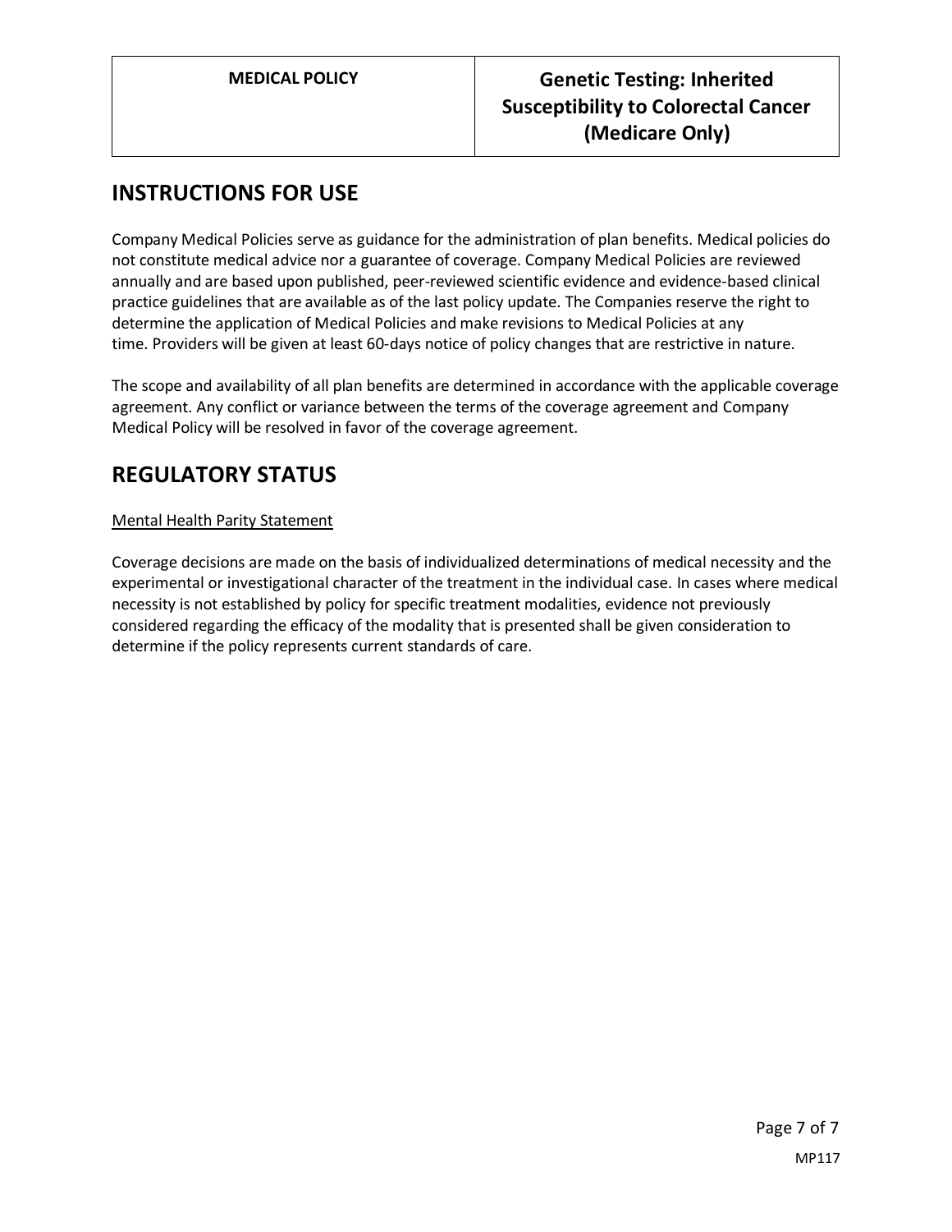## INSTRUCTIONS FOR USE

Company Medical Policies serve as guidance for the administration of plan benefits. Medical policies do not constitute medical advice nor a guarantee of coverage. Company Medical Policies are reviewed annually and are based upon published, peer-reviewed scientific evidence and evidence-based clinical practice guidelines that are available as of the last policy update. The Companies reserve the right to determine the application of Medical Policies and make revisions to Medical Policies at any time. Providers will be given at least 60-days notice of policy changes that are restrictive in nature.

The scope and availability of all plan benefits are determined in accordance with the applicable coverage agreement. Any conflict or variance between the terms of the coverage agreement and Company Medical Policy will be resolved in favor of the coverage agreement.

## REGULATORY STATUS

Mental Health Parity Statement

Coverage decisions are made on the basis of individualized determinations of medical necessity and the experimental or investigational character of the treatment in the individual case. In cases where medical necessity is not established by policy for specific treatment modalities, evidence not previously considered regarding the efficacy of the modality that is presented shall be given consideration to determine if the policy represents current standards of care.